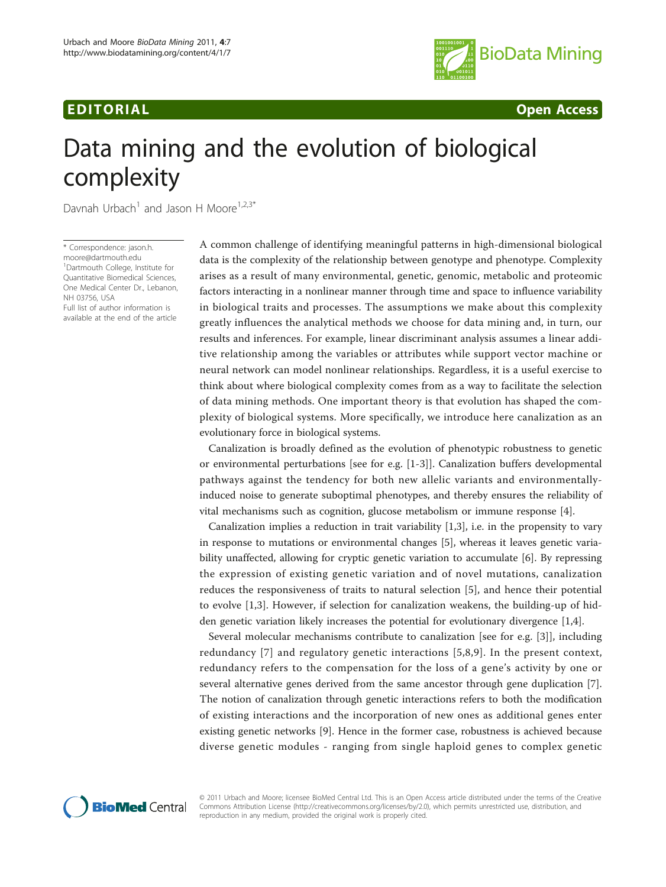EDITORIAL Open Access

# Data mining and the evolution of biological complexity

Davnah Urbach[1] and Jason H Moore[1,2,3*]

\* Correspondence: jason.h.moore@dartmouth.edu
[1]Dartmouth College, Institute for Quantitative Biomedical Sciences, One Medical Center Dr., Lebanon, NH 03756, USA
Full list of author information is available at the end of the article

A common challenge of identifying meaningful patterns in high-dimensional biological data is the complexity of the relationship between genotype and phenotype. Complexity arises as a result of many environmental, genetic, genomic, metabolic and proteomic factors interacting in a nonlinear manner through time and space to influence variability in biological traits and processes. The assumptions we make about this complexity greatly influences the analytical methods we choose for data mining and, in turn, our results and inferences. For example, linear discriminant analysis assumes a linear additive relationship among the variables or attributes while support vector machine or neural network can model nonlinear relationships. Regardless, it is a useful exercise to think about where biological complexity comes from as a way to facilitate the selection of data mining methods. One important theory is that evolution has shaped the complexity of biological systems. More specifically, we introduce here canalization as an evolutionary force in biological systems.

Canalization is broadly defined as the evolution of phenotypic robustness to genetic or environmental perturbations [see for e.g. [1-3]]. Canalization buffers developmental pathways against the tendency for both new allelic variants and environmentally-induced noise to generate suboptimal phenotypes, and thereby ensures the reliability of vital mechanisms such as cognition, glucose metabolism or immune response [4].

Canalization implies a reduction in trait variability [1,3], i.e. in the propensity to vary in response to mutations or environmental changes [5], whereas it leaves genetic variability unaffected, allowing for cryptic genetic variation to accumulate [6]. By repressing the expression of existing genetic variation and of novel mutations, canalization reduces the responsiveness of traits to natural selection [5], and hence their potential to evolve [1,3]. However, if selection for canalization weakens, the building-up of hidden genetic variation likely increases the potential for evolutionary divergence [1,4].

Several molecular mechanisms contribute to canalization [see for e.g. [3]], including redundancy [7] and regulatory genetic interactions [5,8,9]. In the present context, redundancy refers to the compensation for the loss of a gene's activity by one or several alternative genes derived from the same ancestor through gene duplication [7]. The notion of canalization through genetic interactions refers to both the modification of existing interactions and the incorporation of new ones as additional genes enter existing genetic networks [9]. Hence in the former case, robustness is achieved because diverse genetic modules - ranging from single haploid genes to complex genetic

© 2011 Urbach and Moore; licensee BioMed Central Ltd. This is an Open Access article distributed under the terms of the Creative Commons Attribution License (http://creativecommons.org/licenses/by/2.0), which permits unrestricted use, distribution, and reproduction in any medium, provided the original work is properly cited.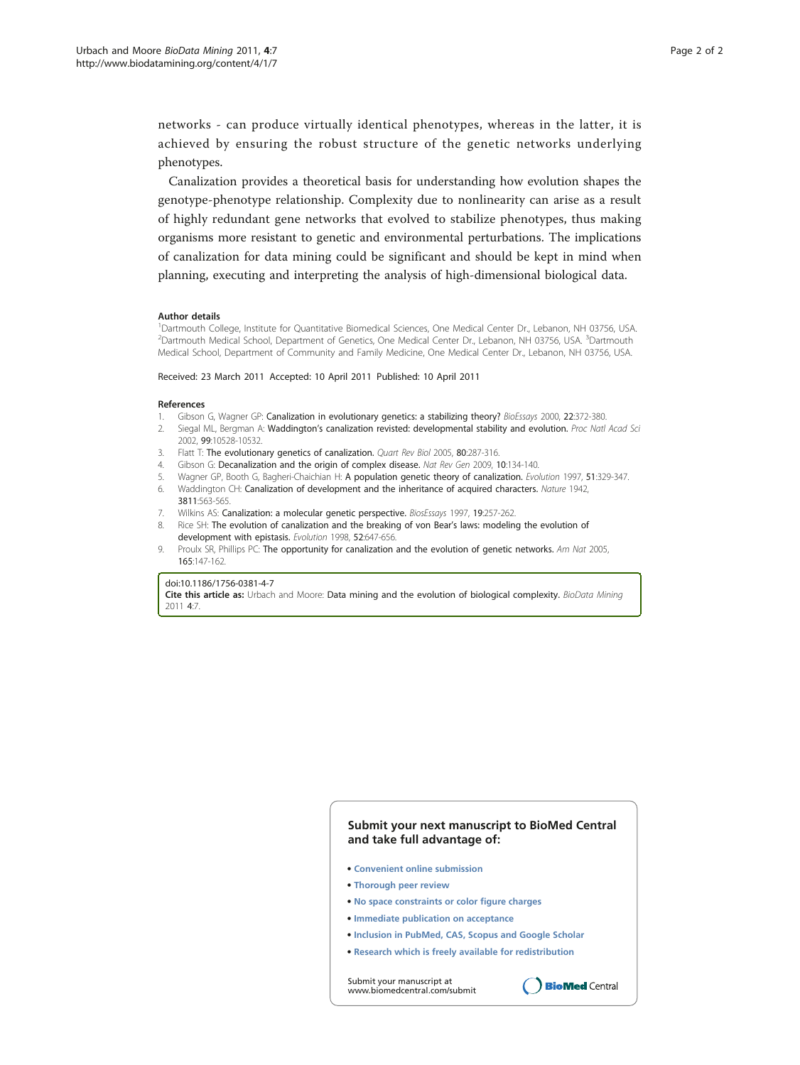networks - can produce virtually identical phenotypes, whereas in the latter, it is achieved by ensuring the robust structure of the genetic networks underlying phenotypes.

Canalization provides a theoretical basis for understanding how evolution shapes the genotype-phenotype relationship. Complexity due to nonlinearity can arise as a result of highly redundant gene networks that evolved to stabilize phenotypes, thus making organisms more resistant to genetic and environmental perturbations. The implications of canalization for data mining could be significant and should be kept in mind when planning, executing and interpreting the analysis of high-dimensional biological data.

#### Author details

[1]Dartmouth College, Institute for Quantitative Biomedical Sciences, One Medical Center Dr., Lebanon, NH 03756, USA. [2]Dartmouth Medical School, Department of Genetics, One Medical Center Dr., Lebanon, NH 03756, USA. [3]Dartmouth Medical School, Department of Community and Family Medicine, One Medical Center Dr., Lebanon, NH 03756, USA.

Received: 23 March 2011 Accepted: 10 April 2011 Published: 10 April 2011

#### References

1. Gibson G, Wagner GP: **Canalization in evolutionary genetics: a stabilizing theory?** *BioEssays* 2000, **22**:372-380.
2. Siegal ML, Bergman A: **Waddington's canalization revisted: developmental stability and evolution.** *Proc Natl Acad Sci* 2002, **99**:10528-10532.
3. Flatt T: **The evolutionary genetics of canalization.** *Quart Rev Biol* 2005, **80**:287-316.
4. Gibson G: **Decanalization and the origin of complex disease.** *Nat Rev Gen* 2009, **10**:134-140.
5. Wagner GP, Booth G, Bagheri-Chaichian H: **A population genetic theory of canalization.** *Evolution* 1997, **51**:329-347.
6. Waddington CH: **Canalization of development and the inheritance of acquired characters.** *Nature* 1942, **3811**:563-565.
7. Wilkins AS: **Canalization: a molecular genetic perspective.** *BiosEssays* 1997, **19**:257-262.
8. Rice SH: **The evolution of canalization and the breaking of von Bear's laws: modeling the evolution of development with epistasis.** *Evolution* 1998, **52**:647-656.
9. Proulx SR, Phillips PC: **The opportunity for canalization and the evolution of genetic networks.** *Am Nat* 2005, **165**:147-162.

doi:10.1186/1756-0381-4-7

**Cite this article as:** Urbach and Moore: Data mining and the evolution of biological complexity. *BioData Mining* 2011 **4**:7.

**Submit your next manuscript to BioMed Central and take full advantage of:**

- **Convenient online submission**
- **Thorough peer review**
- **No space constraints or color figure charges**
- **Immediate publication on acceptance**
- **Inclusion in PubMed, CAS, Scopus and Google Scholar**
- **Research which is freely available for redistribution**

Submit your manuscript at www.biomedcentral.com/submit

BioMed Central